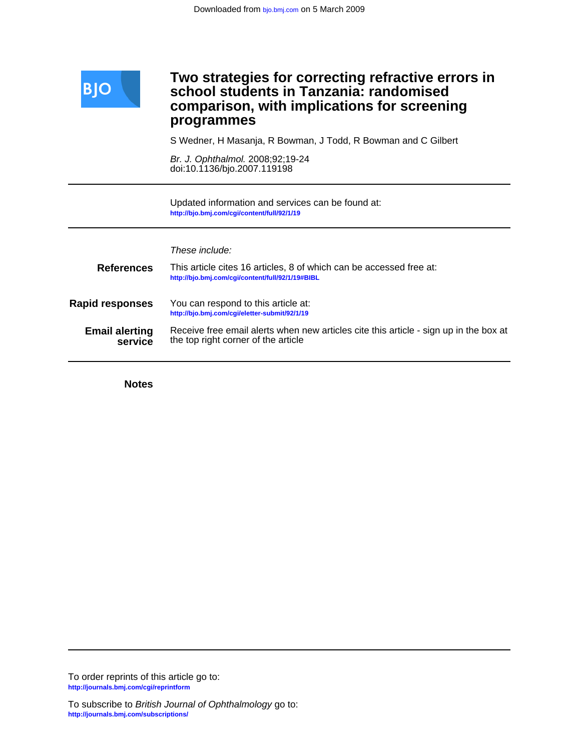# Two strategies for correcting refractive errors in school students in Tanzania: randomised comparison, with implications for screening programmes

S Wedner, H Masanja, R Bowman, J Todd, R Bowman and C Gilbert

*Br. J. Ophthalmol.* 2008;92;19-24
doi:10.1136/bjo.2007.119198

Updated information and services can be found at:
http://bjo.bmj.com/cgi/content/full/92/1/19

*These include:*

**References** This article cites 16 articles, 8 of which can be accessed free at:
http://bjo.bmj.com/cgi/content/full/92/1/19#BIBL

**Rapid responses** You can respond to this article at:
http://bjo.bmj.com/cgi/eletter-submit/92/1/19

**Email alerting service** Receive free email alerts when new articles cite this article - sign up in the box at the top right corner of the article

**Notes**

To order reprints of this article go to:
http://journals.bmj.com/cgi/reprintform

To subscribe to *British Journal of Ophthalmology* go to:
http://journals.bmj.com/subscriptions/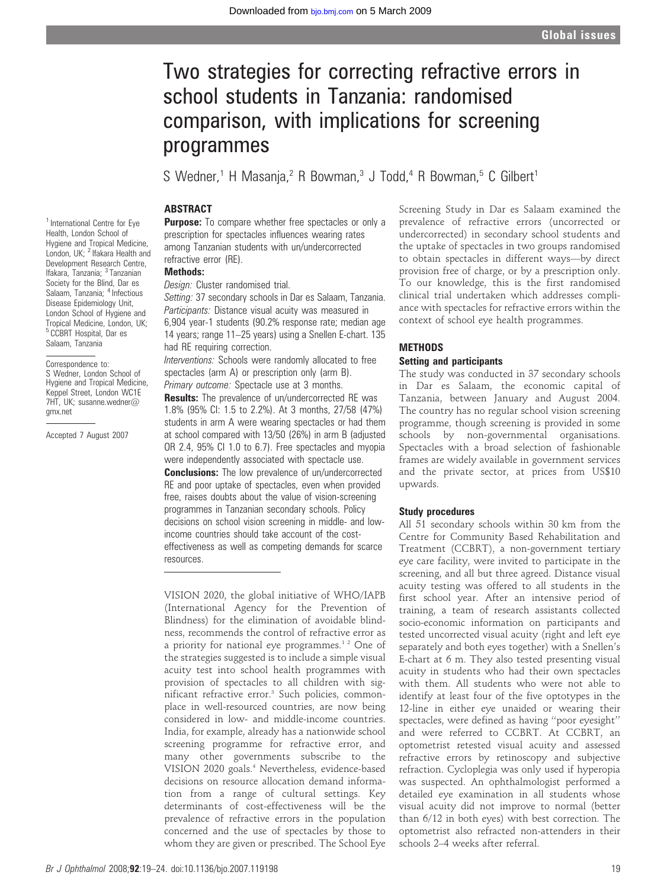# Two strategies for correcting refractive errors in school students in Tanzania: randomised comparison, with implications for screening programmes

S Wedner,[1] H Masanja,[2] R Bowman,[3] J Todd,[4] R Bowman,[5] C Gilbert[1]

[1] International Centre for Eye Health, London School of Hygiene and Tropical Medicine, London, UK; [2] Ifakara Health and Development Research Centre, Ifakara, Tanzania; [3] Tanzanian Society for the Blind, Dar es Salaam, Tanzania; [4] Infectious Disease Epidemiology Unit, London School of Hygiene and Tropical Medicine, London, UK; [5] CCBRT Hospital, Dar es Salaam, Tanzania

Correspondence to: S Wedner, London School of Hygiene and Tropical Medicine, Keppel Street, London WC1E 7HT, UK; susanne.wedner@gmx.net

Accepted 7 August 2007

## ABSTRACT

**Purpose:** To compare whether free spectacles or only a prescription for spectacles influences wearing rates among Tanzanian students with un/undercorrected refractive error (RE).

**Methods:**

*Design:* Cluster randomised trial.

*Setting:* 37 secondary schools in Dar es Salaam, Tanzania.

*Participants:* Distance visual acuity was measured in 6,904 year-1 students (90.2% response rate; median age 14 years; range 11–25 years) using a Snellen E-chart. 135 had RE requiring correction.

*Interventions:* Schools were randomly allocated to free spectacles (arm A) or prescription only (arm B).

*Primary outcome:* Spectacle use at 3 months.

**Results:** The prevalence of un/undercorrected RE was 1.8% (95% CI: 1.5 to 2.2%). At 3 months, 27/58 (47%) students in arm A were wearing spectacles or had them at school compared with 13/50 (26%) in arm B (adjusted OR 2.4, 95% CI 1.0 to 6.7). Free spectacles and myopia were independently associated with spectacle use.

**Conclusions:** The low prevalence of un/undercorrected RE and poor uptake of spectacles, even when provided free, raises doubts about the value of vision-screening programmes in Tanzanian secondary schools. Policy decisions on school vision screening in middle- and low-income countries should take account of the cost-effectiveness as well as competing demands for scarce resources.

VISION 2020, the global initiative of WHO/IAPB (International Agency for the Prevention of Blindness) for the elimination of avoidable blindness, recommends the control of refractive error as a priority for national eye programmes.[1 2] One of the strategies suggested is to include a simple visual acuity test into school health programmes with provision of spectacles to all children with significant refractive error.[3] Such policies, commonplace in well-resourced countries, are now being considered in low- and middle-income countries. India, for example, already has a nationwide school screening programme for refractive error, and many other governments subscribe to the VISION 2020 goals.[4] Nevertheless, evidence-based decisions on resource allocation demand information from a range of cultural settings. Key determinants of cost-effectiveness will be the prevalence of refractive errors in the population concerned and the use of spectacles by those to whom they are given or prescribed. The School Eye Screening Study in Dar es Salaam examined the prevalence of refractive errors (uncorrected or undercorrected) in secondary school students and the uptake of spectacles in two groups randomised to obtain spectacles in different ways—by direct provision free of charge, or by a prescription only. To our knowledge, this is the first randomised clinical trial undertaken which addresses compliance with spectacles for refractive errors within the context of school eye health programmes.

## METHODS

### Setting and participants

The study was conducted in 37 secondary schools in Dar es Salaam, the economic capital of Tanzania, between January and August 2004. The country has no regular school vision screening programme, though screening is provided in some schools by non-governmental organisations. Spectacles with a broad selection of fashionable frames are widely available in government services and the private sector, at prices from US$10 upwards.

### Study procedures

All 51 secondary schools within 30 km from the Centre for Community Based Rehabilitation and Treatment (CCBRT), a non-government tertiary eye care facility, were invited to participate in the screening, and all but three agreed. Distance visual acuity testing was offered to all students in the first school year. After an intensive period of training, a team of research assistants collected socio-economic information on participants and tested uncorrected visual acuity (right and left eye separately and both eyes together) with a Snellen's E-chart at 6 m. They also tested presenting visual acuity in students who had their own spectacles with them. All students who were not able to identify at least four of the five optotypes in the 12-line in either eye unaided or wearing their spectacles, were defined as having "poor eyesight" and were referred to CCBRT. At CCBRT, an optometrist retested visual acuity and assessed refractive errors by retinoscopy and subjective refraction. Cycloplegia was only used if hyperopia was suspected. An ophthalmologist performed a detailed eye examination in all students whose visual acuity did not improve to normal (better than 6/12 in both eyes) with best correction. The optometrist also refracted non-attenders in their schools 2–4 weeks after referral.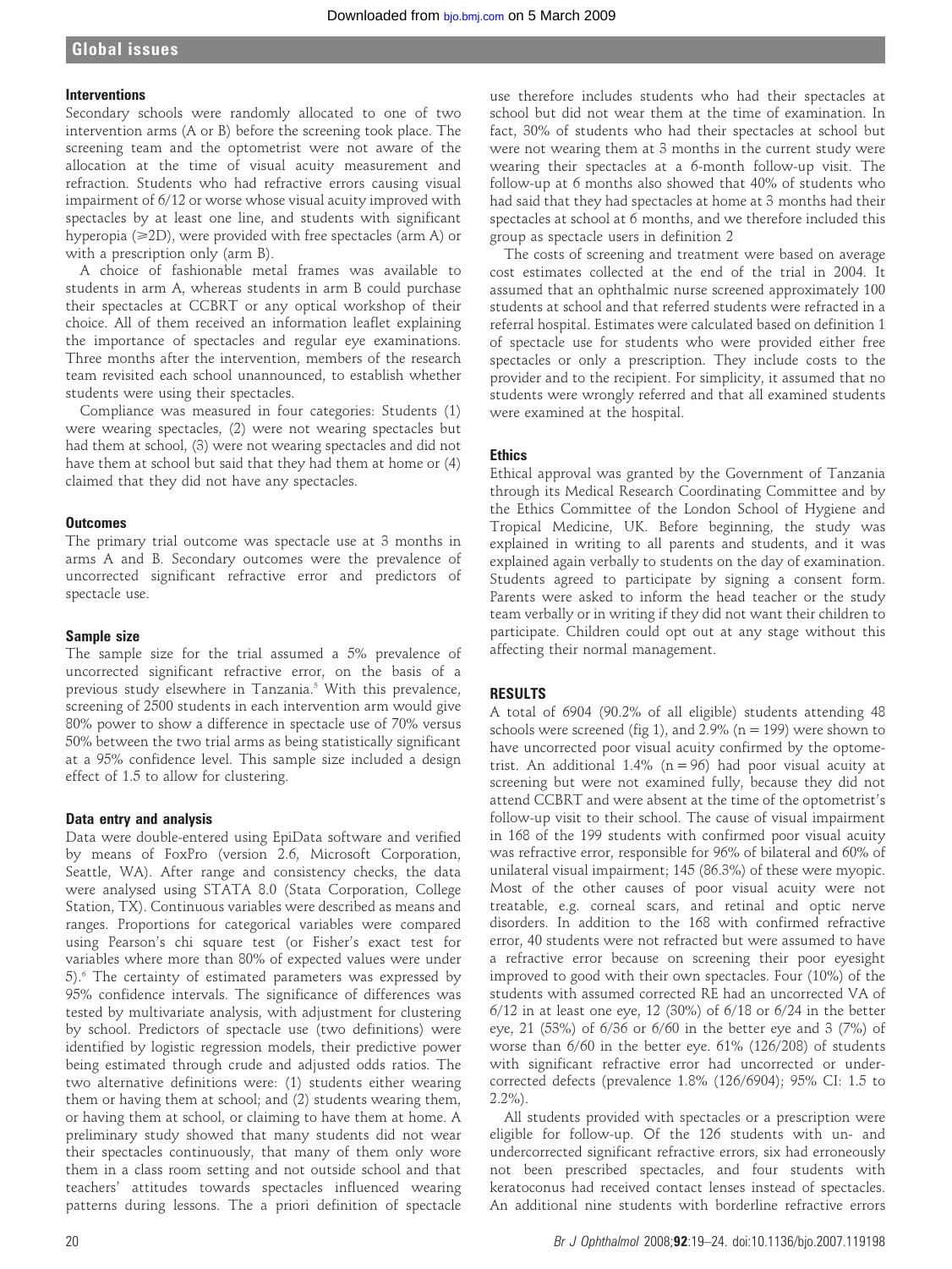### Interventions

Secondary schools were randomly allocated to one of two intervention arms (A or B) before the screening took place. The screening team and the optometrist were not aware of the allocation at the time of visual acuity measurement and refraction. Students who had refractive errors causing visual impairment of 6/12 or worse whose visual acuity improved with spectacles by at least one line, and students with significant hyperopia (⩾2D), were provided with free spectacles (arm A) or with a prescription only (arm B).

A choice of fashionable metal frames was available to students in arm A, whereas students in arm B could purchase their spectacles at CCBRT or any optical workshop of their choice. All of them received an information leaflet explaining the importance of spectacles and regular eye examinations. Three months after the intervention, members of the research team revisited each school unannounced, to establish whether students were using their spectacles.

Compliance was measured in four categories: Students (1) were wearing spectacles, (2) were not wearing spectacles but had them at school, (3) were not wearing spectacles and did not have them at school but said that they had them at home or (4) claimed that they did not have any spectacles.

### Outcomes

The primary trial outcome was spectacle use at 3 months in arms A and B. Secondary outcomes were the prevalence of uncorrected significant refractive error and predictors of spectacle use.

### Sample size

The sample size for the trial assumed a 5% prevalence of uncorrected significant refractive error, on the basis of a previous study elsewhere in Tanzania.[5] With this prevalence, screening of 2500 students in each intervention arm would give 80% power to show a difference in spectacle use of 70% versus 50% between the two trial arms as being statistically significant at a 95% confidence level. This sample size included a design effect of 1.5 to allow for clustering.

### Data entry and analysis

Data were double-entered using EpiData software and verified by means of FoxPro (version 2.6, Microsoft Corporation, Seattle, WA). After range and consistency checks, the data were analysed using STATA 8.0 (Stata Corporation, College Station, TX). Continuous variables were described as means and ranges. Proportions for categorical variables were compared using Pearson's chi square test (or Fisher's exact test for variables where more than 80% of expected values were under 5).[6] The certainty of estimated parameters was expressed by 95% confidence intervals. The significance of differences was tested by multivariate analysis, with adjustment for clustering by school. Predictors of spectacle use (two definitions) were identified by logistic regression models, their predictive power being estimated through crude and adjusted odds ratios. The two alternative definitions were: (1) students either wearing them or having them at school; and (2) students wearing them, or having them at school, or claiming to have them at home. A preliminary study showed that many students did not wear their spectacles continuously, that many of them only wore them in a class room setting and not outside school and that teachers' attitudes towards spectacles influenced wearing patterns during lessons. The a priori definition of spectacle use therefore includes students who had their spectacles at school but did not wear them at the time of examination. In fact, 30% of students who had their spectacles at school but were not wearing them at 3 months in the current study were wearing their spectacles at a 6-month follow-up visit. The follow-up at 6 months also showed that 40% of students who had said that they had spectacles at home at 3 months had their spectacles at school at 6 months, and we therefore included this group as spectacle users in definition 2

The costs of screening and treatment were based on average cost estimates collected at the end of the trial in 2004. It assumed that an ophthalmic nurse screened approximately 100 students at school and that referred students were refracted in a referral hospital. Estimates were calculated based on definition 1 of spectacle use for students who were provided either free spectacles or only a prescription. They include costs to the provider and to the recipient. For simplicity, it assumed that no students were wrongly referred and that all examined students were examined at the hospital.

### Ethics

Ethical approval was granted by the Government of Tanzania through its Medical Research Coordinating Committee and by the Ethics Committee of the London School of Hygiene and Tropical Medicine, UK. Before beginning, the study was explained in writing to all parents and students, and it was explained again verbally to students on the day of examination. Students agreed to participate by signing a consent form. Parents were asked to inform the head teacher or the study team verbally or in writing if they did not want their children to participate. Children could opt out at any stage without this affecting their normal management.

## RESULTS

A total of 6904 (90.2% of all eligible) students attending 48 schools were screened (fig 1), and 2.9% (n = 199) were shown to have uncorrected poor visual acuity confirmed by the optometrist. An additional 1.4% (n = 96) had poor visual acuity at screening but were not examined fully, because they did not attend CCBRT and were absent at the time of the optometrist's follow-up visit to their school. The cause of visual impairment in 168 of the 199 students with confirmed poor visual acuity was refractive error, responsible for 96% of bilateral and 60% of unilateral visual impairment; 145 (86.3%) of these were myopic. Most of the other causes of poor visual acuity were not treatable, e.g. corneal scars, and retinal and optic nerve disorders. In addition to the 168 with confirmed refractive error, 40 students were not refracted but were assumed to have a refractive error because on screening their poor eyesight improved to good with their own spectacles. Four (10%) of the students with assumed corrected RE had an uncorrected VA of 6/12 in at least one eye, 12 (30%) of 6/18 or 6/24 in the better eye, 21 (53%) of 6/36 or 6/60 in the better eye and 3 (7%) of worse than 6/60 in the better eye. 61% (126/208) of students with significant refractive error had uncorrected or undercorrected defects (prevalence 1.8% (126/6904); 95% CI: 1.5 to 2.2%).

All students provided with spectacles or a prescription were eligible for follow-up. Of the 126 students with un- and undercorrected significant refractive errors, six had erroneously not been prescribed spectacles, and four students with keratoconus had received contact lenses instead of spectacles. An additional nine students with borderline refractive errors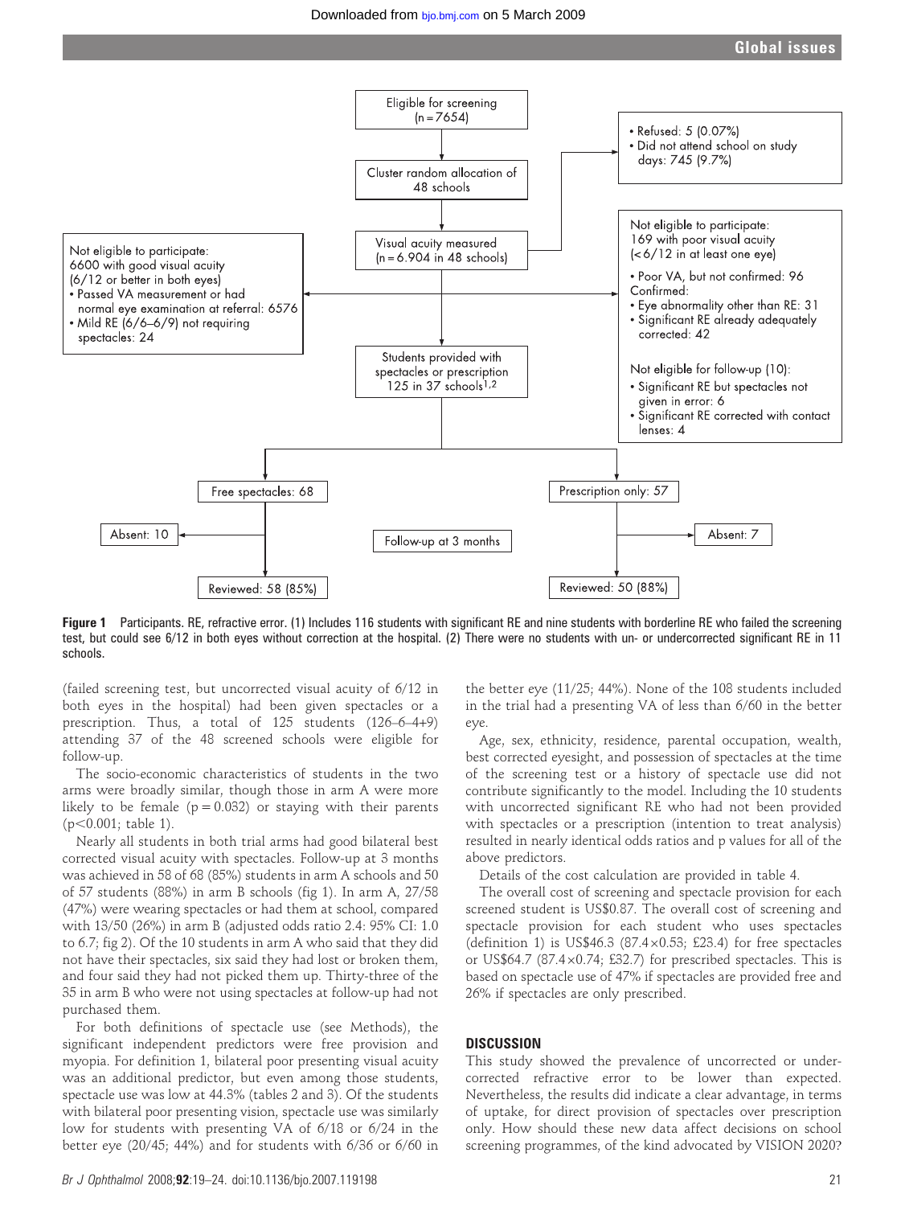Eligible for screening (n = 7654)

Cluster random allocation of 48 schools

- Refused: 5 (0.07%)
- Did not attend school on study days: 745 (9.7%)

Visual acuity measured (n = 6.904 in 48 schools)

Not eligible to participate:
6600 with good visual acuity (6/12 or better in both eyes)
- Passed VA measurement or had normal eye examination at referral: 6576
- Mild RE (6/6–6/9) not requiring spectacles: 24

Not eligible to participate:
169 with poor visual acuity (<6/12 in at least one eye)
- Poor VA, but not confirmed: 96

Confirmed:
- Eye abnormality other than RE: 31
- Significant RE already adequately corrected: 42

Not eligible for follow-up (10):
- Significant RE but spectacles not given in error: 6
- Significant RE corrected with contact lenses: 4

Students provided with spectacles or prescription 125 in 37 schools[1,2]

Free spectacles: 68 — Absent: 10 — Reviewed: 58 (85%)

Follow-up at 3 months

Prescription only: 57 — Absent: 7 — Reviewed: 50 (88%)

**Figure 1** Participants. RE, refractive error. (1) Includes 116 students with significant RE and nine students with borderline RE who failed the screening test, but could see 6/12 in both eyes without correction at the hospital. (2) There were no students with un- or undercorrected significant RE in 11 schools.

(failed screening test, but uncorrected visual acuity of 6/12 in both eyes in the hospital) had been given spectacles or a prescription. Thus, a total of 125 students (126–6–4+9) attending 37 of the 48 screened schools were eligible for follow-up.

The socio-economic characteristics of students in the two arms were broadly similar, though those in arm A were more likely to be female ($p = 0.032$) or staying with their parents ($p<0.001$; table 1).

Nearly all students in both trial arms had good bilateral best corrected visual acuity with spectacles. Follow-up at 3 months was achieved in 58 of 68 (85%) students in arm A schools and 50 of 57 students (88%) in arm B schools (fig 1). In arm A, 27/58 (47%) were wearing spectacles or had them at school, compared with 13/50 (26%) in arm B (adjusted odds ratio 2.4: 95% CI: 1.0 to 6.7; fig 2). Of the 10 students in arm A who said that they did not have their spectacles, six said they had lost or broken them, and four said they had not picked them up. Thirty-three of the 35 in arm B who were not using spectacles at follow-up had not purchased them.

For both definitions of spectacle use (see Methods), the significant independent predictors were free provision and myopia. For definition 1, bilateral poor presenting visual acuity was an additional predictor, but even among those students, spectacle use was low at 44.3% (tables 2 and 3). Of the students with bilateral poor presenting vision, spectacle use was similarly low for students with presenting VA of 6/18 or 6/24 in the better eye (20/45; 44%) and for students with 6/36 or 6/60 in the better eye (11/25; 44%). None of the 108 students included in the trial had a presenting VA of less than 6/60 in the better eye.

Age, sex, ethnicity, residence, parental occupation, wealth, best corrected eyesight, and possession of spectacles at the time of the screening test or a history of spectacle use did not contribute significantly to the model. Including the 10 students with uncorrected significant RE who had not been provided with spectacles or a prescription (intention to treat analysis) resulted in nearly identical odds ratios and p values for all of the above predictors.

Details of the cost calculation are provided in table 4.

The overall cost of screening and spectacle provision for each screened student is US$0.87. The overall cost of screening and spectacle provision for each student who uses spectacles (definition 1) is US$46.3 (87.4×0.53; £23.4) for free spectacles or US$64.7 (87.4×0.74; £32.7) for prescribed spectacles. This is based on spectacle use of 47% if spectacles are provided free and 26% if spectacles are only prescribed.

## DISCUSSION

This study showed the prevalence of uncorrected or under-corrected refractive error to be lower than expected. Nevertheless, the results did indicate a clear advantage, in terms of uptake, for direct provision of spectacles over prescription only. How should these new data affect decisions on school screening programmes, of the kind advocated by VISION 2020?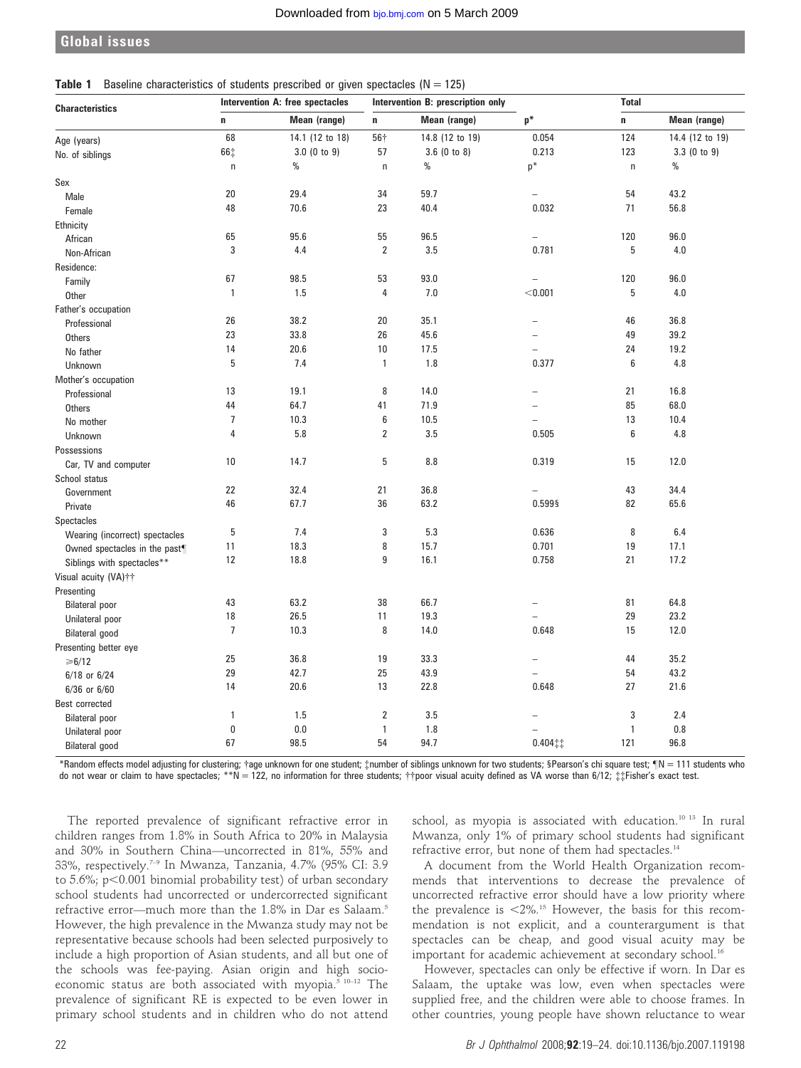**Table 1** Baseline characteristics of students prescribed or given spectacles (N = 125)

| Characteristics | Intervention A: free spectacles | | Intervention B: prescription only | | | Total | |
|---|---|---|---|---|---|---|---|
| | n | Mean (range) | n | Mean (range) | p* | n | Mean (range) |
| Age (years) | 68 | 14.1 (12 to 18) | 56† | 14.8 (12 to 19) | 0.054 | 124 | 14.4 (12 to 19) |
| No. of siblings | 66‡ | 3.0 (0 to 9) | 57 | 3.6 (0 to 8) | 0.213 | 123 | 3.3 (0 to 9) |
| | n | % | n | % | p* | n | % |
| Sex | | | | | | | |
| Male | 20 | 29.4 | 34 | 59.7 | – | 54 | 43.2 |
| Female | 48 | 70.6 | 23 | 40.4 | 0.032 | 71 | 56.8 |
| Ethnicity | | | | | | | |
| African | 65 | 95.6 | 55 | 96.5 | – | 120 | 96.0 |
| Non-African | 3 | 4.4 | 2 | 3.5 | 0.781 | 5 | 4.0 |
| Residence: | | | | | | | |
| Family | 67 | 98.5 | 53 | 93.0 | – | 120 | 96.0 |
| Other | 1 | 1.5 | 4 | 7.0 | <0.001 | 5 | 4.0 |
| Father's occupation | | | | | | | |
| Professional | 26 | 38.2 | 20 | 35.1 | – | 46 | 36.8 |
| Others | 23 | 33.8 | 26 | 45.6 | – | 49 | 39.2 |
| No father | 14 | 20.6 | 10 | 17.5 | – | 24 | 19.2 |
| Unknown | 5 | 7.4 | 1 | 1.8 | 0.377 | 6 | 4.8 |
| Mother's occupation | | | | | | | |
| Professional | 13 | 19.1 | 8 | 14.0 | – | 21 | 16.8 |
| Others | 44 | 64.7 | 41 | 71.9 | – | 85 | 68.0 |
| No mother | 7 | 10.3 | 6 | 10.5 | – | 13 | 10.4 |
| Unknown | 4 | 5.8 | 2 | 3.5 | 0.505 | 6 | 4.8 |
| Possessions | | | | | | | |
| Car, TV and computer | 10 | 14.7 | 5 | 8.8 | 0.319 | 15 | 12.0 |
| School status | | | | | | | |
| Government | 22 | 32.4 | 21 | 36.8 | – | 43 | 34.4 |
| Private | 46 | 67.7 | 36 | 63.2 | 0.599§ | 82 | 65.6 |
| Spectacles | | | | | | | |
| Wearing (incorrect) spectacles | 5 | 7.4 | 3 | 5.3 | 0.636 | 8 | 6.4 |
| Owned spectacles in the past¶ | 11 | 18.3 | 8 | 15.7 | 0.701 | 19 | 17.1 |
| Siblings with spectacles** | 12 | 18.8 | 9 | 16.1 | 0.758 | 21 | 17.2 |
| Visual acuity (VA)†† | | | | | | | |
| Presenting | | | | | | | |
| Bilateral poor | 43 | 63.2 | 38 | 66.7 | – | 81 | 64.8 |
| Unilateral poor | 18 | 26.5 | 11 | 19.3 | – | 29 | 23.2 |
| Bilateral good | 7 | 10.3 | 8 | 14.0 | 0.648 | 15 | 12.0 |
| Presenting better eye | | | | | | | |
| ≥6/12 | 25 | 36.8 | 19 | 33.3 | – | 44 | 35.2 |
| 6/18 or 6/24 | 29 | 42.7 | 25 | 43.9 | – | 54 | 43.2 |
| 6/36 or 6/60 | 14 | 20.6 | 13 | 22.8 | 0.648 | 27 | 21.6 |
| Best corrected | | | | | | | |
| Bilateral poor | 1 | 1.5 | 2 | 3.5 | – | 3 | 2.4 |
| Unilateral poor | 0 | 0.0 | 1 | 1.8 | – | 1 | 0.8 |
| Bilateral good | 67 | 98.5 | 54 | 94.7 | 0.404‡‡ | 121 | 96.8 |

*Random effects model adjusting for clustering; †age unknown for one student; ‡number of siblings unknown for two students; §Pearson's chi square test; ¶N = 111 students who do not wear or claim to have spectacles; **N = 122, no information for three students; ††poor visual acuity defined as VA worse than 6/12; ‡‡Fisher's exact test.

The reported prevalence of significant refractive error in children ranges from 1.8% in South Africa to 20% in Malaysia and 30% in Southern China—uncorrected in 81%, 55% and 33%, respectively.[7–9] In Mwanza, Tanzania, 4.7% (95% CI: 3.9 to 5.6%; $p<0.001$ binomial probability test) of urban secondary school students had uncorrected or undercorrected significant refractive error—much more than the 1.8% in Dar es Salaam.[5] However, the high prevalence in the Mwanza study may not be representative because schools had been selected purposively to include a high proportion of Asian students, and all but one of the schools was fee-paying. Asian origin and high socio-economic status are both associated with myopia.[5 10–12] The prevalence of significant RE is expected to be even lower in primary school students and in children who do not attend school, as myopia is associated with education.[10 13] In rural Mwanza, only 1% of primary school students had significant refractive error, but none of them had spectacles.[14]

A document from the World Health Organization recommends that interventions to decrease the prevalence of uncorrected refractive error should have a low priority where the prevalence is <2%.[15] However, the basis for this recommendation is not explicit, and a counterargument is that spectacles can be cheap, and good visual acuity may be important for academic achievement at secondary school.[16]

However, spectacles can only be effective if worn. In Dar es Salaam, the uptake was low, even when spectacles were supplied free, and the children were able to choose frames. In other countries, young people have shown reluctance to wear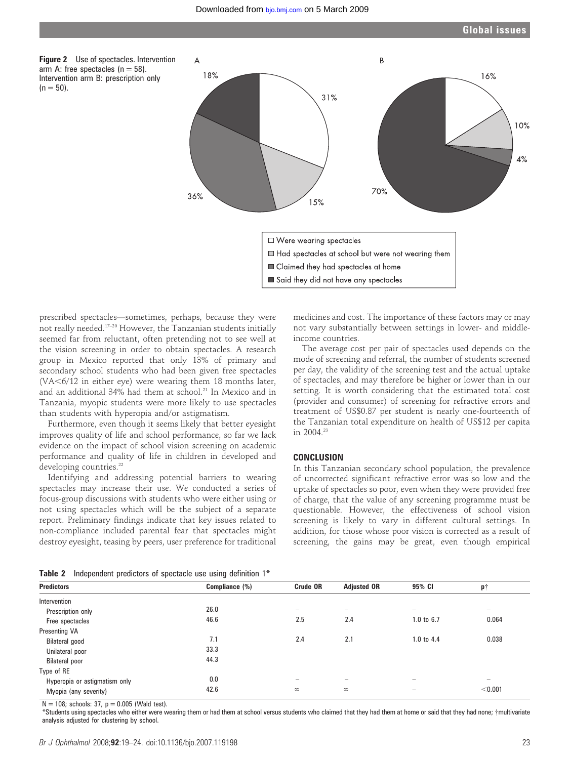**Figure 2** Use of spectacles. Intervention arm A: free spectacles (n = 58). Intervention arm B: prescription only (n = 50).

A: Were wearing spectacles 31%; Had spectacles at school but were not wearing them 15%; Claimed they had spectacles at home 36%; Said they did not have any spectacles 18%.

B: Were wearing spectacles 16%; Had spectacles at school but were not wearing them 10%; Claimed they had spectacles at home 4%; Said they did not have any spectacles 70%.

prescribed spectacles—sometimes, perhaps, because they were not really needed.[17–20] However, the Tanzanian students initially seemed far from reluctant, often pretending not to see well at the vision screening in order to obtain spectacles. A research group in Mexico reported that only 13% of primary and secondary school students who had been given free spectacles (VA<6/12 in either eye) were wearing them 18 months later, and an additional 34% had them at school.[21] In Mexico and in Tanzania, myopic students were more likely to use spectacles than students with hyperopia and/or astigmatism.

Furthermore, even though it seems likely that better eyesight improves quality of life and school performance, so far we lack evidence on the impact of school vision screening on academic performance and quality of life in children in developed and developing countries.[22]

Identifying and addressing potential barriers to wearing spectacles may increase their use. We conducted a series of focus-group discussions with students who were either using or not using spectacles which will be the subject of a separate report. Preliminary findings indicate that key issues related to non-compliance included parental fear that spectacles might destroy eyesight, teasing by peers, user preference for traditional medicines and cost. The importance of these factors may or may not vary substantially between settings in lower- and middle-income countries.

The average cost per pair of spectacles used depends on the mode of screening and referral, the number of students screened per day, the validity of the screening test and the actual uptake of spectacles, and may therefore be higher or lower than in our setting. It is worth considering that the estimated total cost (provider and consumer) of screening for refractive errors and treatment of US$0.87 per student is nearly one-fourteenth of the Tanzanian total expenditure on health of US$12 per capita in 2004.[23]

## CONCLUSION

In this Tanzanian secondary school population, the prevalence of uncorrected significant refractive error was so low and the uptake of spectacles so poor, even when they were provided free of charge, that the value of any screening programme must be questionable. However, the effectiveness of school vision screening is likely to vary in different cultural settings. In addition, for those whose poor vision is corrected as a result of screening, the gains may be great, even though empirical

**Table 2** Independent predictors of spectacle use using definition 1*

| Predictors | Compliance (%) | Crude OR | Adjusted OR | 95% CI | p† |
|---|---|---|---|---|---|
| Intervention | | | | | |
| Prescription only | 26.0 | – | – | – | – |
| Free spectacles | 46.6 | 2.5 | 2.4 | 1.0 to 6.7 | 0.064 |
| Presenting VA | | | | | |
| Bilateral good | 7.1 | 2.4 | 2.1 | 1.0 to 4.4 | 0.038 |
| Unilateral poor | 33.3 | | | | |
| Bilateral poor | 44.3 | | | | |
| Type of RE | | | | | |
| Hyperopia or astigmatism only | 0.0 | – | – | – | – |
| Myopia (any severity) | 42.6 | ∞ | ∞ | – | <0.001 |

N = 108; schools: 37, p = 0.005 (Wald test).
*Students using spectacles who either were wearing them or had them at school versus students who claimed that they had them at home or said that they had none; †multivariate analysis adjusted for clustering by school.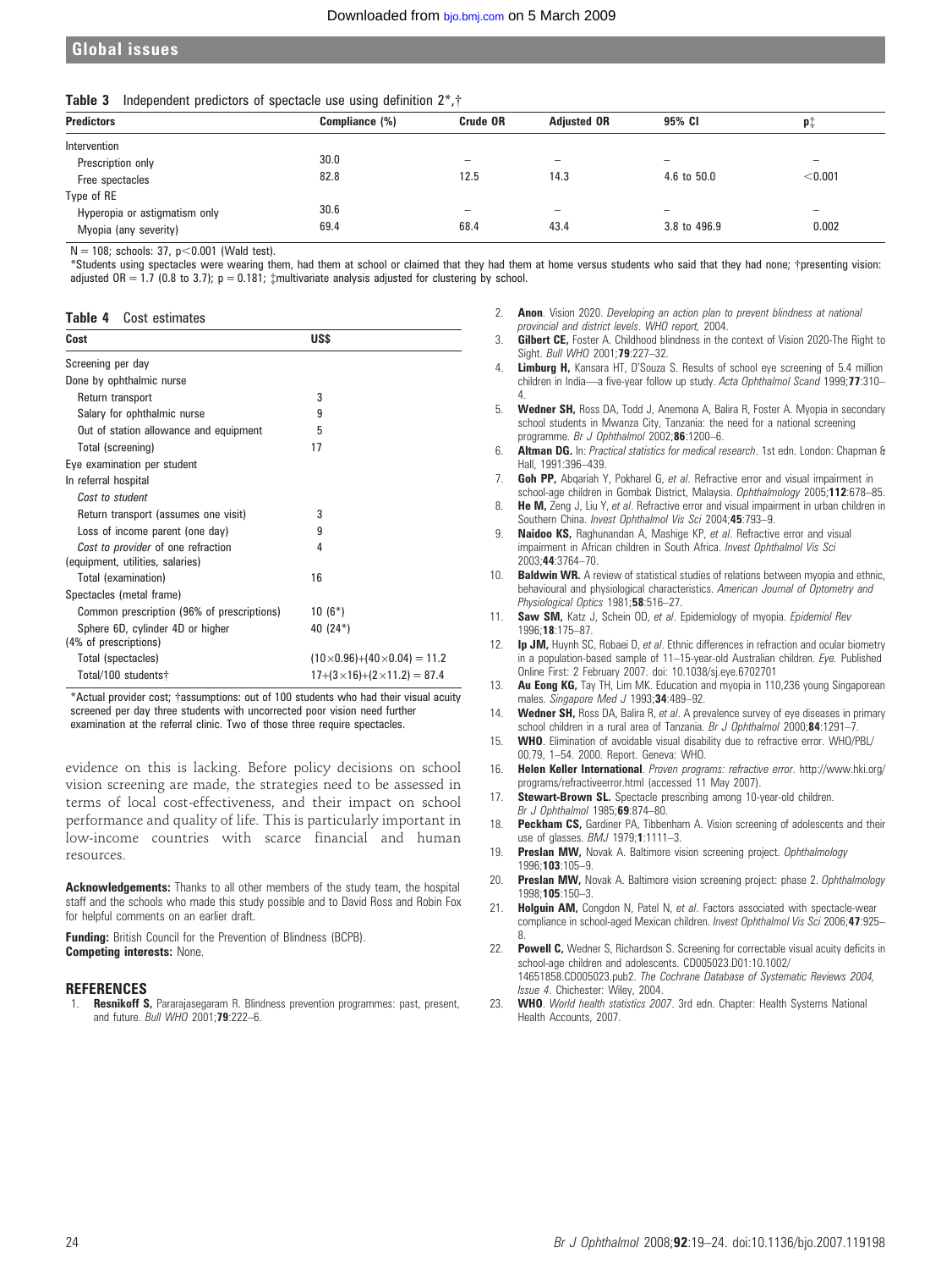**Table 3** Independent predictors of spectacle use using definition 2*,†

| Predictors | Compliance (%) | Crude OR | Adjusted OR | 95% CI | p‡ |
|---|---|---|---|---|---|
| Intervention | | | | | |
| Prescription only | 30.0 | – | – | – | – |
| Free spectacles | 82.8 | 12.5 | 14.3 | 4.6 to 50.0 | <0.001 |
| Type of RE | | | | | |
| Hyperopia or astigmatism only | 30.6 | – | – | – | – |
| Myopia (any severity) | 69.4 | 68.4 | 43.4 | 3.8 to 496.9 | 0.002 |

N = 108; schools: 37, p<0.001 (Wald test).
*Students using spectacles were wearing them, had them at school or claimed that they had them at home versus students who said that they had none; †presenting vision: adjusted OR = 1.7 (0.8 to 3.7); p = 0.181; ‡multivariate analysis adjusted for clustering by school.

**Table 4** Cost estimates

| Cost | US$ |
|---|---|
| Screening per day | |
| Done by ophthalmic nurse | |
| Return transport | 3 |
| Salary for ophthalmic nurse | 9 |
| Out of station allowance and equipment | 5 |
| Total (screening) | 17 |
| Eye examination per student | |
| In referral hospital | |
| *Cost to student* | |
| Return transport (assumes one visit) | 3 |
| Loss of income parent (one day) | 9 |
| *Cost to provider* of one refraction (equipment, utilities, salaries) | 4 |
| Total (examination) | 16 |
| Spectacles (metal frame) | |
| Common prescription (96% of prescriptions) | 10 (6*) |
| Sphere 6D, cylinder 4D or higher (4% of prescriptions) | 40 (24*) |
| Total (spectacles) | $(10\times0.96)+(40\times0.04) = 11.2$ |
| Total/100 students† | $17+(3\times16)+(2\times11.2) = 87.4$ |

*Actual provider cost; †assumptions: out of 100 students who had their visual acuity screened per day three students with uncorrected poor vision need further examination at the referral clinic. Two of those three require spectacles.

evidence on this is lacking. Before policy decisions on school vision screening are made, the strategies need to be assessed in terms of local cost-effectiveness, and their impact on school performance and quality of life. This is particularly important in low-income countries with scarce financial and human resources.

**Acknowledgements:** Thanks to all other members of the study team, the hospital staff and the schools who made this study possible and to David Ross and Robin Fox for helpful comments on an earlier draft.

**Funding:** British Council for the Prevention of Blindness (BCPB).
**Competing interests:** None.

## REFERENCES

1. **Resnikoff S,** Pararajasegaram R. Blindness prevention programmes: past, present, and future. *Bull WHO* 2001;**79**:222–6.
2. **Anon**. Vision 2020. *Developing an action plan to prevent blindness at national provincial and district levels*. *WHO report,* 2004.
3. **Gilbert CE,** Foster A. Childhood blindness in the context of Vision 2020-The Right to Sight. *Bull WHO* 2001;**79**:227–32.
4. **Limburg H,** Kansara HT, D'Souza S. Results of school eye screening of 5.4 million children in India—a five-year follow up study. *Acta Ophthalmol Scand* 1999;**77**:310–4.
5. **Wedner SH,** Ross DA, Todd J, Anemona A, Balira R, Foster A. Myopia in secondary school students in Mwanza City, Tanzania: the need for a national screening programme. *Br J Ophthalmol* 2002;**86**:1200–6.
6. **Altman DG.** In: *Practical statistics for medical research*. 1st edn. London: Chapman & Hall, 1991:396–439.
7. **Goh PP,** Abqariah Y, Pokharel G, *et al*. Refractive error and visual impairment in school-age children in Gombak District, Malaysia. *Ophthalmology* 2005;**112**:678–85.
8. **He M,** Zeng J, Liu Y, *et al*. Refractive error and visual impairment in urban children in Southern China. *Invest Ophthalmol Vis Sci* 2004;**45**:793–9.
9. **Naidoo KS,** Raghunandan A, Mashige KP, *et al*. Refractive error and visual impairment in African children in South Africa. *Invest Ophthalmol Vis Sci* 2003;**44**:3764–70.
10. **Baldwin WR.** A review of statistical studies of relations between myopia and ethnic, behavioural and physiological characteristics. *American Journal of Optometry and Physiological Optics* 1981;**58**:516–27.
11. **Saw SM,** Katz J, Schein OD, *et al*. Epidemiology of myopia. *Epidemiol Rev* 1996;**18**:175–87.
12. **Ip JM,** Huynh SC, Robaei D, *et al*. Ethnic differences in refraction and ocular biometry in a population-based sample of 11–15-year-old Australian children. *Eye.* Published Online First: 2 February 2007. doi: 10.1038/sj.eye.6702701
13. **Au Eong KG,** Tay TH, Lim MK. Education and myopia in 110,236 young Singaporean males. *Singapore Med J* 1993;**34**:489–92.
14. **Wedner SH,** Ross DA, Balira R, *et al*. A prevalence survey of eye diseases in primary school children in a rural area of Tanzania. *Br J Ophthalmol* 2000;**84**:1291–7.
15. **WHO**. Elimination of avoidable visual disability due to refractive error. WHO/PBL/00.79, 1–54. 2000. Report. Geneva: WHO.
16. **Helen Keller International**. *Proven programs: refractive error*. http://www.hki.org/programs/refractiveerror.html (accessed 11 May 2007).
17. **Stewart-Brown SL.** Spectacle prescribing among 10-year-old children. *Br J Ophthalmol* 1985;**69**:874–80.
18. **Peckham CS,** Gardiner PA, Tibbenham A. Vision screening of adolescents and their use of glasses. *BMJ* 1979;**1**:1111–3.
19. **Preslan MW,** Novak A. Baltimore vision screening project. *Ophthalmology* 1996;**103**:105–9.
20. **Preslan MW,** Novak A. Baltimore vision screening project: phase 2. *Ophthalmology* 1998;**105**:150–3.
21. **Holguin AM,** Congdon N, Patel N, *et al*. Factors associated with spectacle-wear compliance in school-aged Mexican children. *Invest Ophthalmol Vis Sci* 2006;**47**:925–8.
22. **Powell C,** Wedner S, Richardson S. Screening for correctable visual acuity deficits in school-age children and adolescents. CD005023.D01:10.1002/14651858.CD005023.pub2. *The Cochrane Database of Systematic Reviews 2004, Issue 4*. Chichester: Wiley, 2004.
23. **WHO**. *World health statistics 2007*. 3rd edn. Chapter: Health Systems National Health Accounts, 2007.